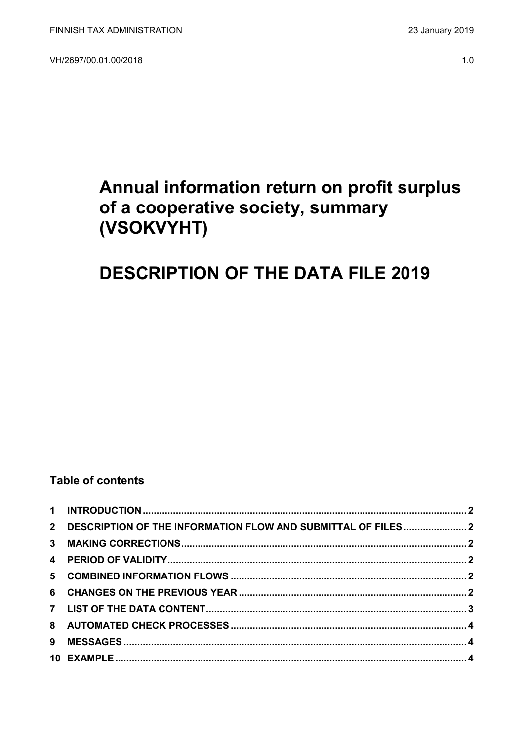FINNISH TAX ADMINISTRATION 23 January 2019

VH/2697/00.01.00/2018 1.0

# Annual information return on profit surplus of a cooperative society, summary (VSOKVYHT)

# DESCRIPTION OF THE DATA FILE 2019

**Table of contents**

1 INTRODUCTION ..... 2
2 DESCRIPTION OF THE INFORMATION FLOW AND SUBMITTAL OF FILES ..... 2
3 MAKING CORRECTIONS ..... 2
4 PERIOD OF VALIDITY ..... 2
5 COMBINED INFORMATION FLOWS ..... 2
6 CHANGES ON THE PREVIOUS YEAR ..... 2
7 LIST OF THE DATA CONTENT ..... 3
8 AUTOMATED CHECK PROCESSES ..... 4
9 MESSAGES ..... 4
10 EXAMPLE ..... 4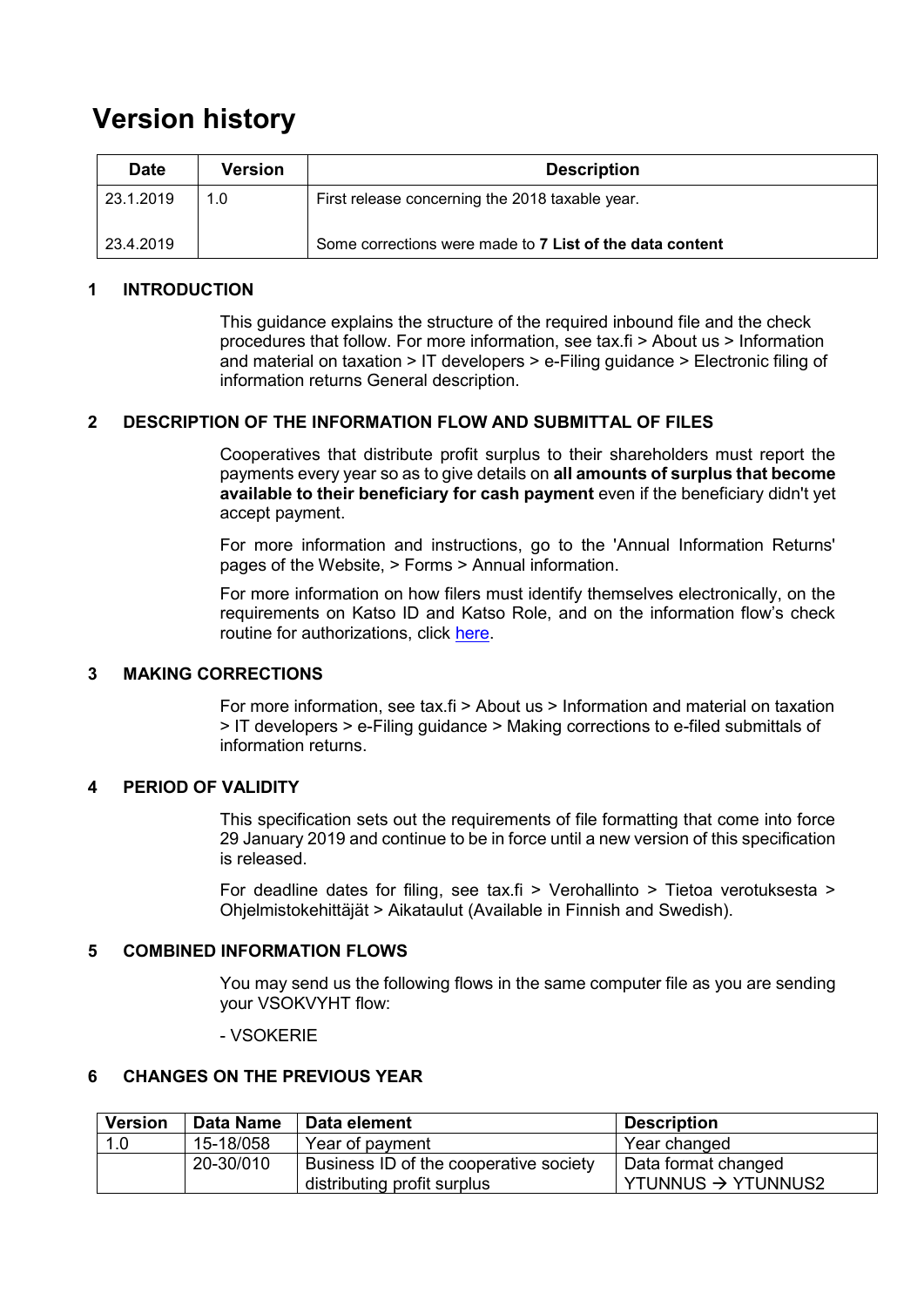# Version history

| Date | Version | Description |
| --- | --- | --- |
| 23.1.2019 | 1.0 | First release concerning the 2018 taxable year. |
| 23.4.2019 | | Some corrections were made to **7 List of the data content** |

## 1 INTRODUCTION

This guidance explains the structure of the required inbound file and the check procedures that follow. For more information, see tax.fi > About us > Information and material on taxation > IT developers > e-Filing guidance > Electronic filing of information returns General description.

## 2 DESCRIPTION OF THE INFORMATION FLOW AND SUBMITTAL OF FILES

Cooperatives that distribute profit surplus to their shareholders must report the payments every year so as to give details on **all amounts of surplus that become available to their beneficiary for cash payment** even if the beneficiary didn't yet accept payment.

For more information and instructions, go to the 'Annual Information Returns' pages of the Website, > Forms > Annual information.

For more information on how filers must identify themselves electronically, on the requirements on Katso ID and Katso Role, and on the information flow's check routine for authorizations, click here.

## 3 MAKING CORRECTIONS

For more information, see tax.fi > About us > Information and material on taxation > IT developers > e-Filing guidance > Making corrections to e-filed submittals of information returns.

## 4 PERIOD OF VALIDITY

This specification sets out the requirements of file formatting that come into force 29 January 2019 and continue to be in force until a new version of this specification is released.

For deadline dates for filing, see tax.fi > Verohallinto > Tietoa verotuksesta > Ohjelmistokehittäjät > Aikataulut (Available in Finnish and Swedish).

## 5 COMBINED INFORMATION FLOWS

You may send us the following flows in the same computer file as you are sending your VSOKVYHT flow:

- VSOKERIE

## 6 CHANGES ON THE PREVIOUS YEAR

| Version | Data Name | Data element | Description |
| --- | --- | --- | --- |
| 1.0 | 15-18/058 | Year of payment | Year changed |
| | 20-30/010 | Business ID of the cooperative society distributing profit surplus | Data format changed YTUNNUS → YTUNNUS2 |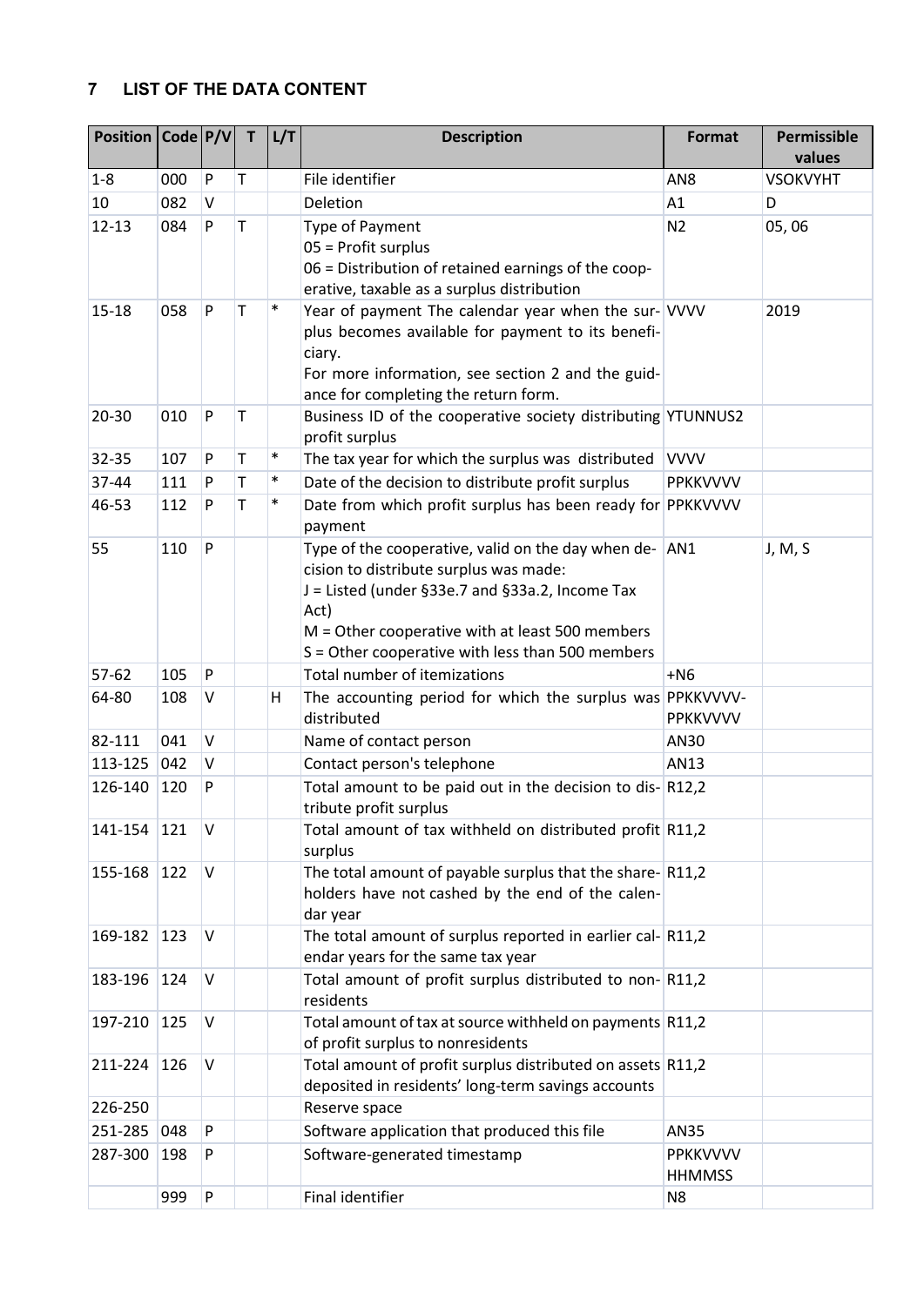## 7 LIST OF THE DATA CONTENT

| Position | Code | P/V | T | L/T | Description | Format | Permissible values |
|---|---|---|---|---|---|---|---|
| 1-8 | 000 | P | T | | File identifier | AN8 | VSOKVYHT |
| 10 | 082 | V | | | Deletion | A1 | D |
| 12-13 | 084 | P | T | | Type of Payment<br>05 = Profit surplus<br>06 = Distribution of retained earnings of the cooperative, taxable as a surplus distribution | N2 | 05, 06 |
| 15-18 | 058 | P | T | * | Year of payment The calendar year when the surplus becomes available for payment to its beneficiary.<br>For more information, see section 2 and the guidance for completing the return form. | VVVV | 2019 |
| 20-30 | 010 | P | T | | Business ID of the cooperative society distributing profit surplus | YTUNNUS2 | |
| 32-35 | 107 | P | T | * | The tax year for which the surplus was distributed | VVVV | |
| 37-44 | 111 | P | T | * | Date of the decision to distribute profit surplus | PPKKVVVV | |
| 46-53 | 112 | P | T | * | Date from which profit surplus has been ready for payment | PPKKVVVV | |
| 55 | 110 | P | | | Type of the cooperative, valid on the day when decision to distribute surplus was made:<br>J = Listed (under §33e.7 and §33a.2, Income Tax Act)<br>M = Other cooperative with at least 500 members<br>S = Other cooperative with less than 500 members | AN1 | J, M, S |
| 57-62 | 105 | P | | | Total number of itemizations | +N6 | |
| 64-80 | 108 | V | | H | The accounting period for which the surplus was distributed | PPKKVVVV-PPKKVVVV | |
| 82-111 | 041 | V | | | Name of contact person | AN30 | |
| 113-125 | 042 | V | | | Contact person's telephone | AN13 | |
| 126-140 | 120 | P | | | Total amount to be paid out in the decision to distribute profit surplus | R12,2 | |
| 141-154 | 121 | V | | | Total amount of tax withheld on distributed profit surplus | R11,2 | |
| 155-168 | 122 | V | | | The total amount of payable surplus that the shareholders have not cashed by the end of the calendar year | R11,2 | |
| 169-182 | 123 | V | | | The total amount of surplus reported in earlier calendar years for the same tax year | R11,2 | |
| 183-196 | 124 | V | | | Total amount of profit surplus distributed to non-residents | R11,2 | |
| 197-210 | 125 | V | | | Total amount of tax at source withheld on payments of profit surplus to nonresidents | R11,2 | |
| 211-224 | 126 | V | | | Total amount of profit surplus distributed on assets deposited in residents' long-term savings accounts | R11,2 | |
| 226-250 | | | | | Reserve space | | |
| 251-285 | 048 | P | | | Software application that produced this file | AN35 | |
| 287-300 | 198 | P | | | Software-generated timestamp | PPKKVVVV HHMMSS | |
| | 999 | P | | | Final identifier | N8 | |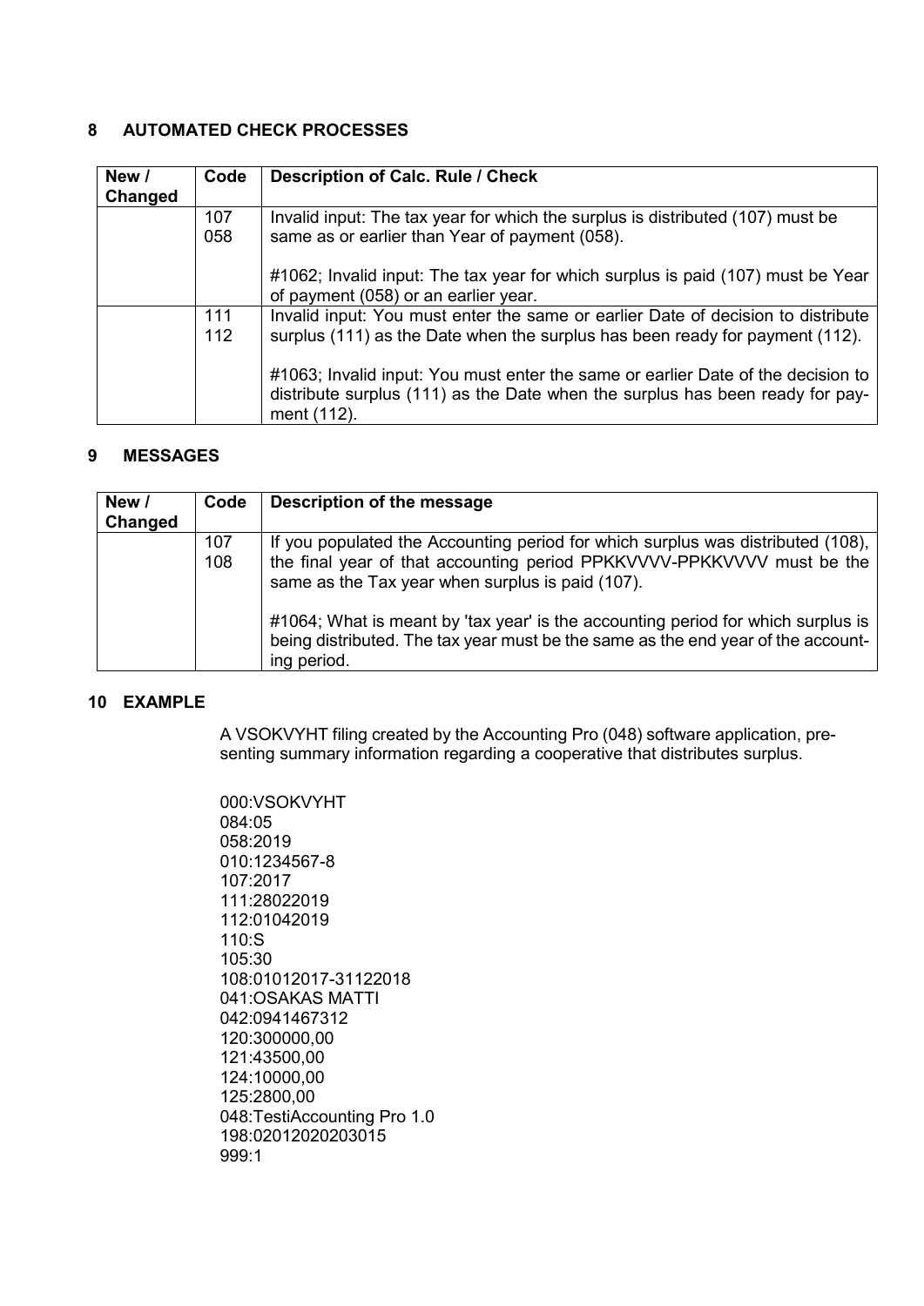## 8 AUTOMATED CHECK PROCESSES

| New / Changed | Code | Description of Calc. Rule / Check |
|---|---|---|
| | 107<br>058 | Invalid input: The tax year for which the surplus is distributed (107) must be same as or earlier than Year of payment (058).<br><br>#1062; Invalid input: The tax year for which surplus is paid (107) must be Year of payment (058) or an earlier year. |
| | 111<br>112 | Invalid input: You must enter the same or earlier Date of decision to distribute surplus (111) as the Date when the surplus has been ready for payment (112).<br><br>#1063; Invalid input: You must enter the same or earlier Date of the decision to distribute surplus (111) as the Date when the surplus has been ready for payment (112). |

## 9 MESSAGES

| New / Changed | Code | Description of the message |
|---|---|---|
| | 107<br>108 | If you populated the Accounting period for which surplus was distributed (108), the final year of that accounting period PPKKVVVV-PPKKVVVV must be the same as the Tax year when surplus is paid (107).<br><br>#1064; What is meant by 'tax year' is the accounting period for which surplus is being distributed. The tax year must be the same as the end year of the accounting period. |

## 10 EXAMPLE

A VSOKVYHT filing created by the Accounting Pro (048) software application, presenting summary information regarding a cooperative that distributes surplus.

```
000:VSOKVYHT
084:05
058:2019
010:1234567-8
107:2017
111:28022019
112:01042019
110:S
105:30
108:01012017-31122018
041:OSAKAS MATTI
042:0941467312
120:300000,00
121:43500,00
124:10000,00
125:2800,00
048:TestiAccounting Pro 1.0
198:02012020203015
999:1
```